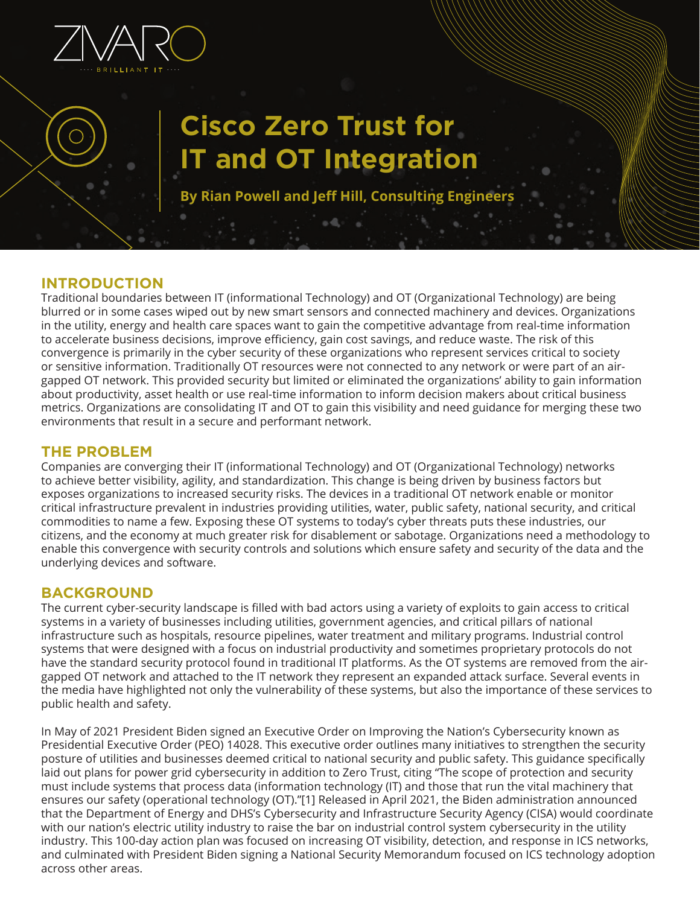ZIVARO
BRILLIANT IT

# Cisco Zero Trust for IT and OT Integration

**By Rian Powell and Jeff Hill, Consulting Engineers**

## INTRODUCTION

Traditional boundaries between IT (informational Technology) and OT (Organizational Technology) are being blurred or in some cases wiped out by new smart sensors and connected machinery and devices. Organizations in the utility, energy and health care spaces want to gain the competitive advantage from real-time information to accelerate business decisions, improve efficiency, gain cost savings, and reduce waste. The risk of this convergence is primarily in the cyber security of these organizations who represent services critical to society or sensitive information. Traditionally OT resources were not connected to any network or were part of an air-gapped OT network. This provided security but limited or eliminated the organizations' ability to gain information about productivity, asset health or use real-time information to inform decision makers about critical business metrics. Organizations are consolidating IT and OT to gain this visibility and need guidance for merging these two environments that result in a secure and performant network.

## THE PROBLEM

Companies are converging their IT (informational Technology) and OT (Organizational Technology) networks to achieve better visibility, agility, and standardization. This change is being driven by business factors but exposes organizations to increased security risks. The devices in a traditional OT network enable or monitor critical infrastructure prevalent in industries providing utilities, water, public safety, national security, and critical commodities to name a few. Exposing these OT systems to today's cyber threats puts these industries, our citizens, and the economy at much greater risk for disablement or sabotage. Organizations need a methodology to enable this convergence with security controls and solutions which ensure safety and security of the data and the underlying devices and software.

## BACKGROUND

The current cyber-security landscape is filled with bad actors using a variety of exploits to gain access to critical systems in a variety of businesses including utilities, government agencies, and critical pillars of national infrastructure such as hospitals, resource pipelines, water treatment and military programs. Industrial control systems that were designed with a focus on industrial productivity and sometimes proprietary protocols do not have the standard security protocol found in traditional IT platforms. As the OT systems are removed from the air-gapped OT network and attached to the IT network they represent an expanded attack surface. Several events in the media have highlighted not only the vulnerability of these systems, but also the importance of these services to public health and safety.

In May of 2021 President Biden signed an Executive Order on Improving the Nation's Cybersecurity known as Presidential Executive Order (PEO) 14028. This executive order outlines many initiatives to strengthen the security posture of utilities and businesses deemed critical to national security and public safety. This guidance specifically laid out plans for power grid cybersecurity in addition to Zero Trust, citing "The scope of protection and security must include systems that process data (information technology (IT) and those that run the vital machinery that ensures our safety (operational technology (OT)."[1] Released in April 2021, the Biden administration announced that the Department of Energy and DHS's Cybersecurity and Infrastructure Security Agency (CISA) would coordinate with our nation's electric utility industry to raise the bar on industrial control system cybersecurity in the utility industry. This 100-day action plan was focused on increasing OT visibility, detection, and response in ICS networks, and culminated with President Biden signing a National Security Memorandum focused on ICS technology adoption across other areas.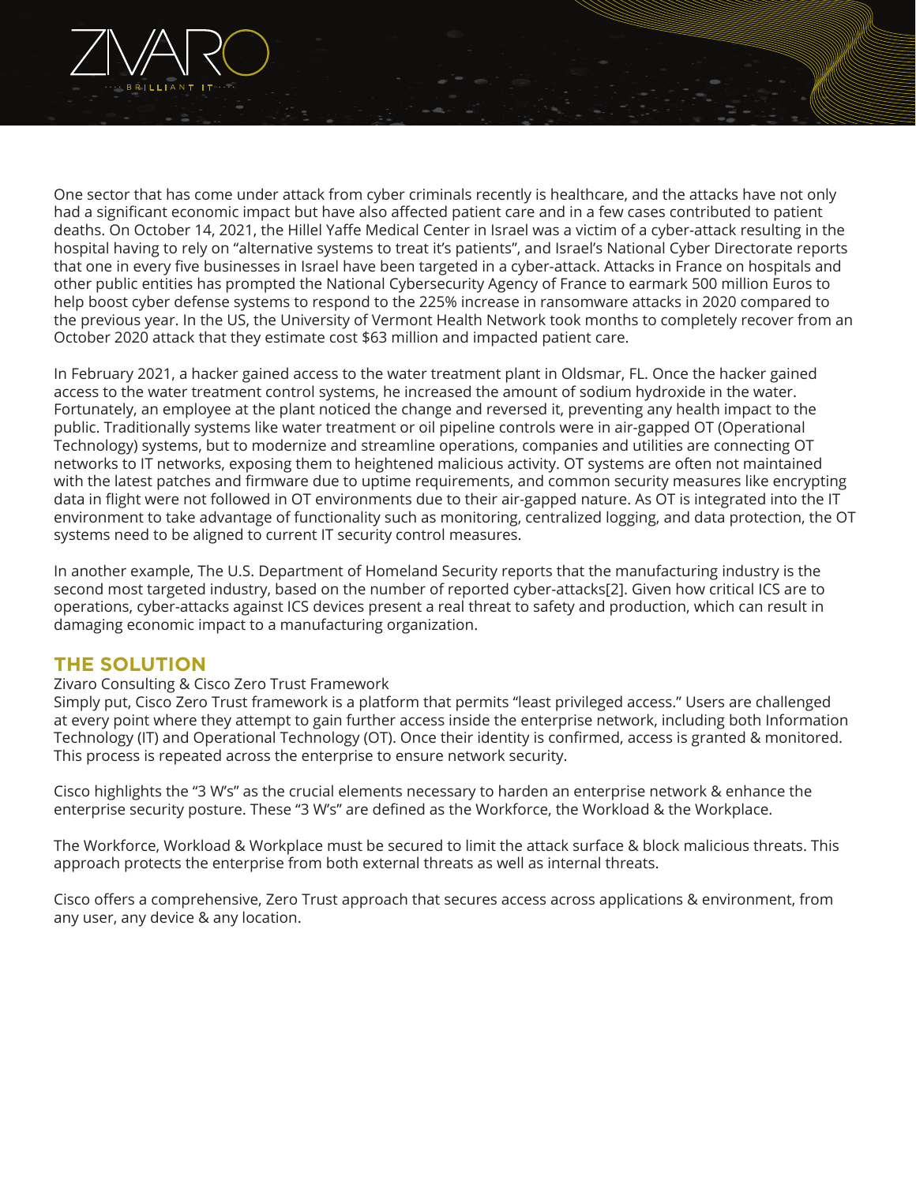One sector that has come under attack from cyber criminals recently is healthcare, and the attacks have not only had a significant economic impact but have also affected patient care and in a few cases contributed to patient deaths. On October 14, 2021, the Hillel Yaffe Medical Center in Israel was a victim of a cyber-attack resulting in the hospital having to rely on "alternative systems to treat it's patients", and Israel's National Cyber Directorate reports that one in every five businesses in Israel have been targeted in a cyber-attack. Attacks in France on hospitals and other public entities has prompted the National Cybersecurity Agency of France to earmark 500 million Euros to help boost cyber defense systems to respond to the 225% increase in ransomware attacks in 2020 compared to the previous year. In the US, the University of Vermont Health Network took months to completely recover from an October 2020 attack that they estimate cost $63 million and impacted patient care.

In February 2021, a hacker gained access to the water treatment plant in Oldsmar, FL. Once the hacker gained access to the water treatment control systems, he increased the amount of sodium hydroxide in the water. Fortunately, an employee at the plant noticed the change and reversed it, preventing any health impact to the public. Traditionally systems like water treatment or oil pipeline controls were in air-gapped OT (Operational Technology) systems, but to modernize and streamline operations, companies and utilities are connecting OT networks to IT networks, exposing them to heightened malicious activity. OT systems are often not maintained with the latest patches and firmware due to uptime requirements, and common security measures like encrypting data in flight were not followed in OT environments due to their air-gapped nature. As OT is integrated into the IT environment to take advantage of functionality such as monitoring, centralized logging, and data protection, the OT systems need to be aligned to current IT security control measures.

In another example, The U.S. Department of Homeland Security reports that the manufacturing industry is the second most targeted industry, based on the number of reported cyber-attacks[2]. Given how critical ICS are to operations, cyber-attacks against ICS devices present a real threat to safety and production, which can result in damaging economic impact to a manufacturing organization.

## THE SOLUTION

Zivaro Consulting & Cisco Zero Trust Framework

Simply put, Cisco Zero Trust framework is a platform that permits "least privileged access." Users are challenged at every point where they attempt to gain further access inside the enterprise network, including both Information Technology (IT) and Operational Technology (OT). Once their identity is confirmed, access is granted & monitored. This process is repeated across the enterprise to ensure network security.

Cisco highlights the "3 W's" as the crucial elements necessary to harden an enterprise network & enhance the enterprise security posture. These "3 W's" are defined as the Workforce, the Workload & the Workplace.

The Workforce, Workload & Workplace must be secured to limit the attack surface & block malicious threats. This approach protects the enterprise from both external threats as well as internal threats.

Cisco offers a comprehensive, Zero Trust approach that secures access across applications & environment, from any user, any device & any location.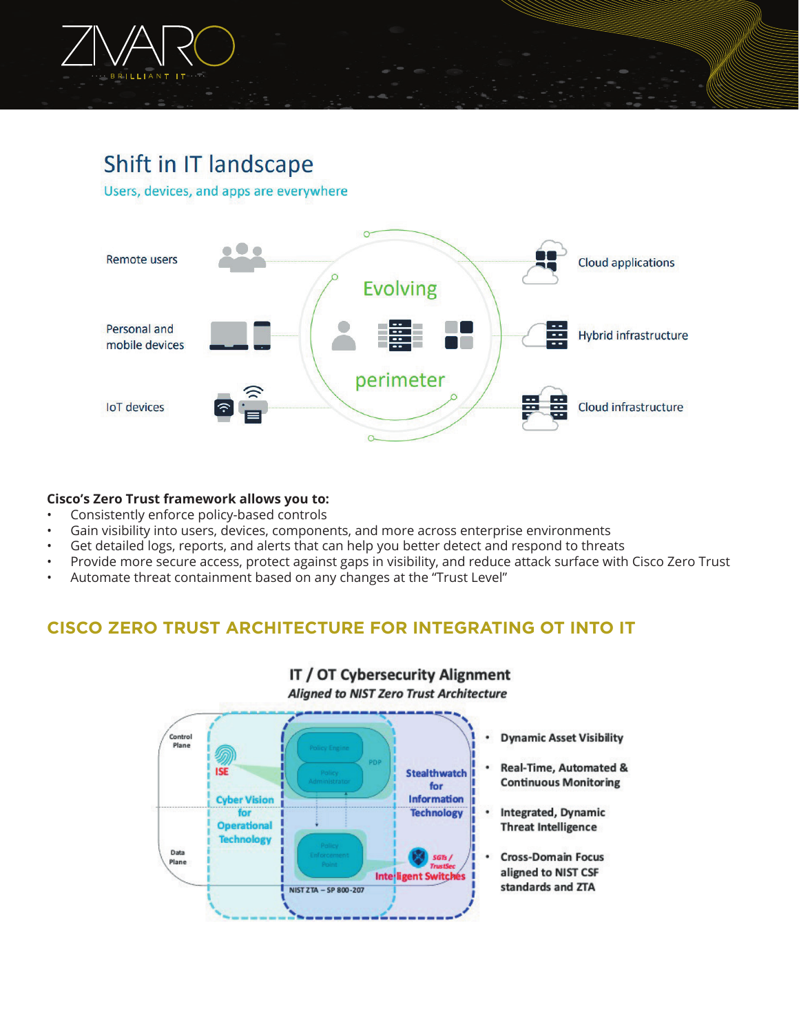## Shift in IT landscape

Users, devices, and apps are everywhere

Remote users

Personal and mobile devices

IoT devices

Evolving perimeter

Cloud applications

Hybrid infrastructure

Cloud infrastructure

**Cisco's Zero Trust framework allows you to:**

- Consistently enforce policy-based controls
- Gain visibility into users, devices, components, and more across enterprise environments
- Get detailed logs, reports, and alerts that can help you better detect and respond to threats
- Provide more secure access, protect against gaps in visibility, and reduce attack surface with Cisco Zero Trust
- Automate threat containment based on any changes at the "Trust Level"

## CISCO ZERO TRUST ARCHITECTURE FOR INTEGRATING OT INTO IT

**IT / OT Cybersecurity Alignment**

***Aligned to NIST Zero Trust Architecture***

Control Plane

Data Plane

ISE

Cyber Vision for Operational Technology

Policy Engine

Policy Administrator

PDP

Policy Enforcement Point

NIST ZTA – SP 800-207

Stealthwatch for Information Technology

SGTs / TrustSec

Intelligent Switches

- **Dynamic Asset Visibility**
- **Real-Time, Automated & Continuous Monitoring**
- **Integrated, Dynamic Threat Intelligence**
- **Cross-Domain Focus aligned to NIST CSF standards and ZTA**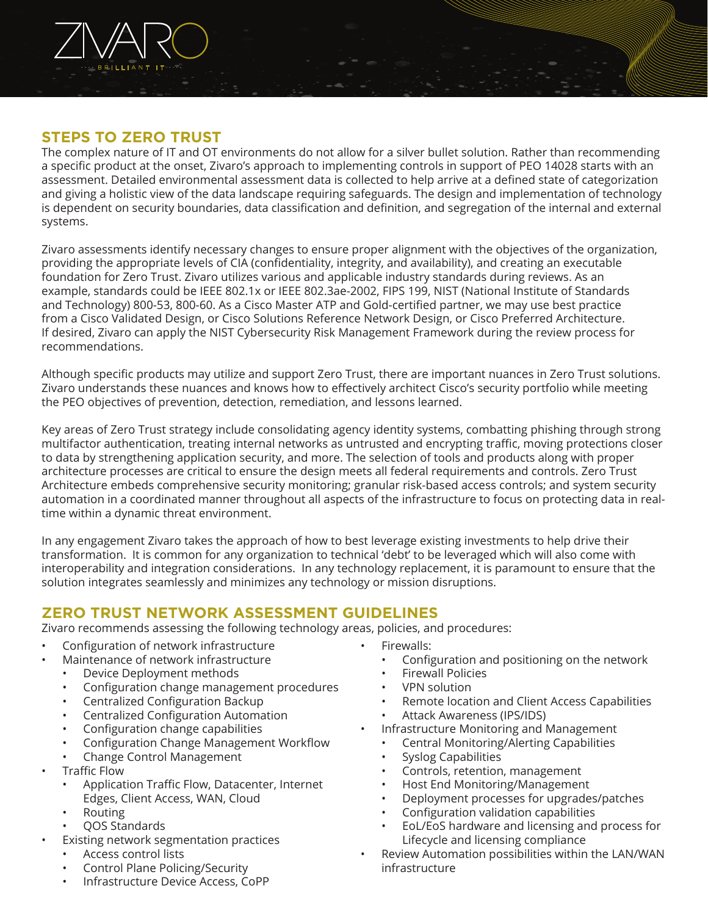## STEPS TO ZERO TRUST

The complex nature of IT and OT environments do not allow for a silver bullet solution. Rather than recommending a specific product at the onset, Zivaro's approach to implementing controls in support of PEO 14028 starts with an assessment. Detailed environmental assessment data is collected to help arrive at a defined state of categorization and giving a holistic view of the data landscape requiring safeguards. The design and implementation of technology is dependent on security boundaries, data classification and definition, and segregation of the internal and external systems.

Zivaro assessments identify necessary changes to ensure proper alignment with the objectives of the organization, providing the appropriate levels of CIA (confidentiality, integrity, and availability), and creating an executable foundation for Zero Trust. Zivaro utilizes various and applicable industry standards during reviews. As an example, standards could be IEEE 802.1x or IEEE 802.3ae-2002, FIPS 199, NIST (National Institute of Standards and Technology) 800-53, 800-60. As a Cisco Master ATP and Gold-certified partner, we may use best practice from a Cisco Validated Design, or Cisco Solutions Reference Network Design, or Cisco Preferred Architecture. If desired, Zivaro can apply the NIST Cybersecurity Risk Management Framework during the review process for recommendations.

Although specific products may utilize and support Zero Trust, there are important nuances in Zero Trust solutions. Zivaro understands these nuances and knows how to effectively architect Cisco's security portfolio while meeting the PEO objectives of prevention, detection, remediation, and lessons learned.

Key areas of Zero Trust strategy include consolidating agency identity systems, combatting phishing through strong multifactor authentication, treating internal networks as untrusted and encrypting traffic, moving protections closer to data by strengthening application security, and more. The selection of tools and products along with proper architecture processes are critical to ensure the design meets all federal requirements and controls. Zero Trust Architecture embeds comprehensive security monitoring; granular risk-based access controls; and system security automation in a coordinated manner throughout all aspects of the infrastructure to focus on protecting data in real-time within a dynamic threat environment.

In any engagement Zivaro takes the approach of how to best leverage existing investments to help drive their transformation. It is common for any organization to technical 'debt' to be leveraged which will also come with interoperability and integration considerations. In any technology replacement, it is paramount to ensure that the solution integrates seamlessly and minimizes any technology or mission disruptions.

## ZERO TRUST NETWORK ASSESSMENT GUIDELINES

Zivaro recommends assessing the following technology areas, policies, and procedures:

- Configuration of network infrastructure
- Maintenance of network infrastructure
  - Device Deployment methods
  - Configuration change management procedures
  - Centralized Configuration Backup
  - Centralized Configuration Automation
  - Configuration change capabilities
  - Configuration Change Management Workflow
  - Change Control Management
- Traffic Flow
  - Application Traffic Flow, Datacenter, Internet Edges, Client Access, WAN, Cloud
  - Routing
  - QOS Standards
- Existing network segmentation practices
  - Access control lists
  - Control Plane Policing/Security
  - Infrastructure Device Access, CoPP
- Firewalls:
  - Configuration and positioning on the network
  - Firewall Policies
  - VPN solution
  - Remote location and Client Access Capabilities
  - Attack Awareness (IPS/IDS)
- Infrastructure Monitoring and Management
  - Central Monitoring/Alerting Capabilities
  - Syslog Capabilities
  - Controls, retention, management
  - Host End Monitoring/Management
  - Deployment processes for upgrades/patches
  - Configuration validation capabilities
  - EoL/EoS hardware and licensing and process for Lifecycle and licensing compliance
- Review Automation possibilities within the LAN/WAN infrastructure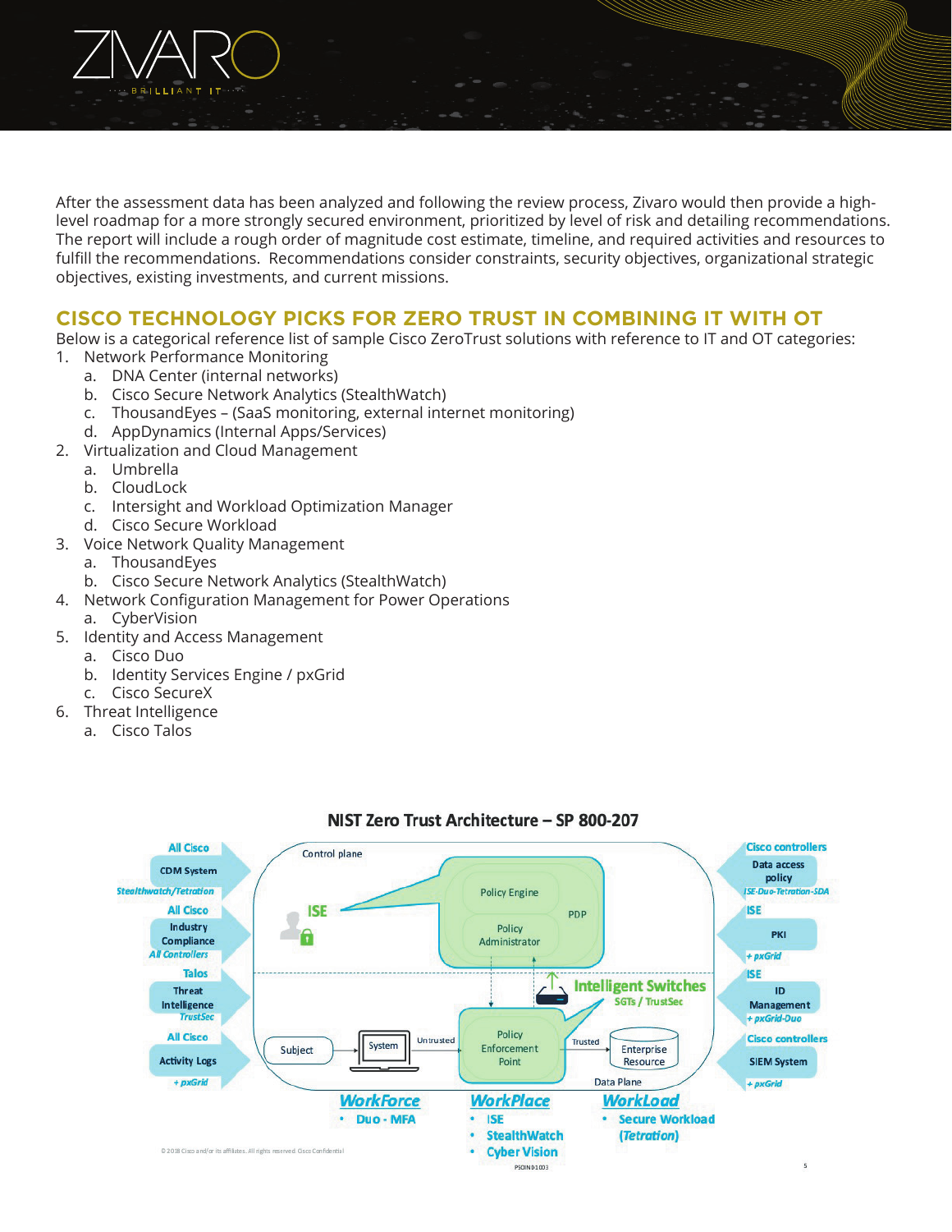After the assessment data has been analyzed and following the review process, Zivaro would then provide a high-level roadmap for a more strongly secured environment, prioritized by level of risk and detailing recommendations. The report will include a rough order of magnitude cost estimate, timeline, and required activities and resources to fulfill the recommendations. Recommendations consider constraints, security objectives, organizational strategic objectives, existing investments, and current missions.

## CISCO TECHNOLOGY PICKS FOR ZERO TRUST IN COMBINING IT WITH OT

Below is a categorical reference list of sample Cisco ZeroTrust solutions with reference to IT and OT categories:

1. Network Performance Monitoring
   a. DNA Center (internal networks)
   b. Cisco Secure Network Analytics (StealthWatch)
   c. ThousandEyes – (SaaS monitoring, external internet monitoring)
   d. AppDynamics (Internal Apps/Services)
2. Virtualization and Cloud Management
   a. Umbrella
   b. CloudLock
   c. Intersight and Workload Optimization Manager
   d. Cisco Secure Workload
3. Voice Network Quality Management
   a. ThousandEyes
   b. Cisco Secure Network Analytics (StealthWatch)
4. Network Configuration Management for Power Operations
   a. CyberVision
5. Identity and Access Management
   a. Cisco Duo
   b. Identity Services Engine / pxGrid
   c. Cisco SecureX
6. Threat Intelligence
   a. Cisco Talos

**NIST Zero Trust Architecture – SP 800-207**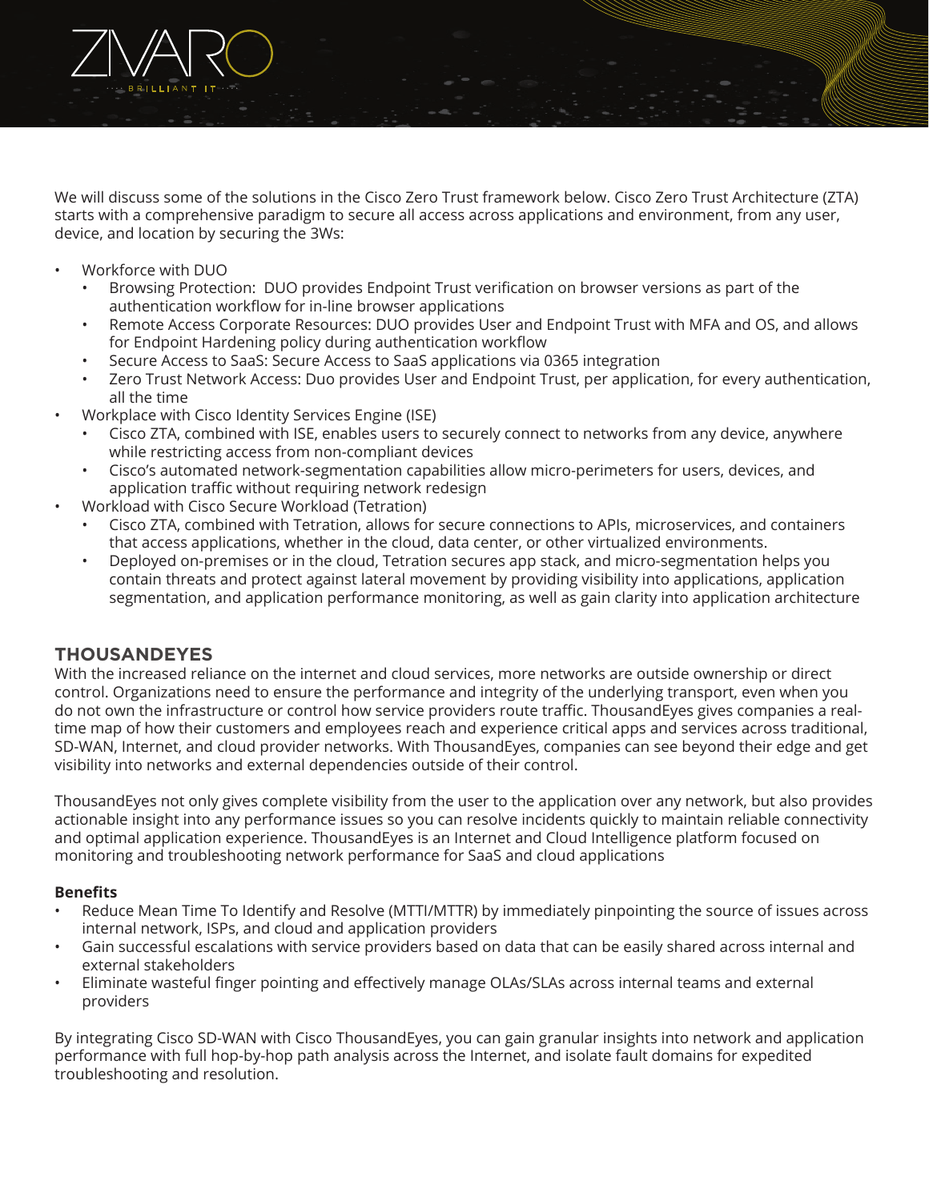We will discuss some of the solutions in the Cisco Zero Trust framework below. Cisco Zero Trust Architecture (ZTA) starts with a comprehensive paradigm to secure all access across applications and environment, from any user, device, and location by securing the 3Ws:

- Workforce with DUO
  - Browsing Protection: DUO provides Endpoint Trust verification on browser versions as part of the authentication workflow for in-line browser applications
  - Remote Access Corporate Resources: DUO provides User and Endpoint Trust with MFA and OS, and allows for Endpoint Hardening policy during authentication workflow
  - Secure Access to SaaS: Secure Access to SaaS applications via 0365 integration
  - Zero Trust Network Access: Duo provides User and Endpoint Trust, per application, for every authentication, all the time
- Workplace with Cisco Identity Services Engine (ISE)
  - Cisco ZTA, combined with ISE, enables users to securely connect to networks from any device, anywhere while restricting access from non-compliant devices
  - Cisco's automated network-segmentation capabilities allow micro-perimeters for users, devices, and application traffic without requiring network redesign
- Workload with Cisco Secure Workload (Tetration)
  - Cisco ZTA, combined with Tetration, allows for secure connections to APIs, microservices, and containers that access applications, whether in the cloud, data center, or other virtualized environments.
  - Deployed on-premises or in the cloud, Tetration secures app stack, and micro-segmentation helps you contain threats and protect against lateral movement by providing visibility into applications, application segmentation, and application performance monitoring, as well as gain clarity into application architecture

## THOUSANDEYES

With the increased reliance on the internet and cloud services, more networks are outside ownership or direct control. Organizations need to ensure the performance and integrity of the underlying transport, even when you do not own the infrastructure or control how service providers route traffic. ThousandEyes gives companies a real-time map of how their customers and employees reach and experience critical apps and services across traditional, SD-WAN, Internet, and cloud provider networks. With ThousandEyes, companies can see beyond their edge and get visibility into networks and external dependencies outside of their control.

ThousandEyes not only gives complete visibility from the user to the application over any network, but also provides actionable insight into any performance issues so you can resolve incidents quickly to maintain reliable connectivity and optimal application experience. ThousandEyes is an Internet and Cloud Intelligence platform focused on monitoring and troubleshooting network performance for SaaS and cloud applications

**Benefits**

- Reduce Mean Time To Identify and Resolve (MTTI/MTTR) by immediately pinpointing the source of issues across internal network, ISPs, and cloud and application providers
- Gain successful escalations with service providers based on data that can be easily shared across internal and external stakeholders
- Eliminate wasteful finger pointing and effectively manage OLAs/SLAs across internal teams and external providers

By integrating Cisco SD-WAN with Cisco ThousandEyes, you can gain granular insights into network and application performance with full hop-by-hop path analysis across the Internet, and isolate fault domains for expedited troubleshooting and resolution.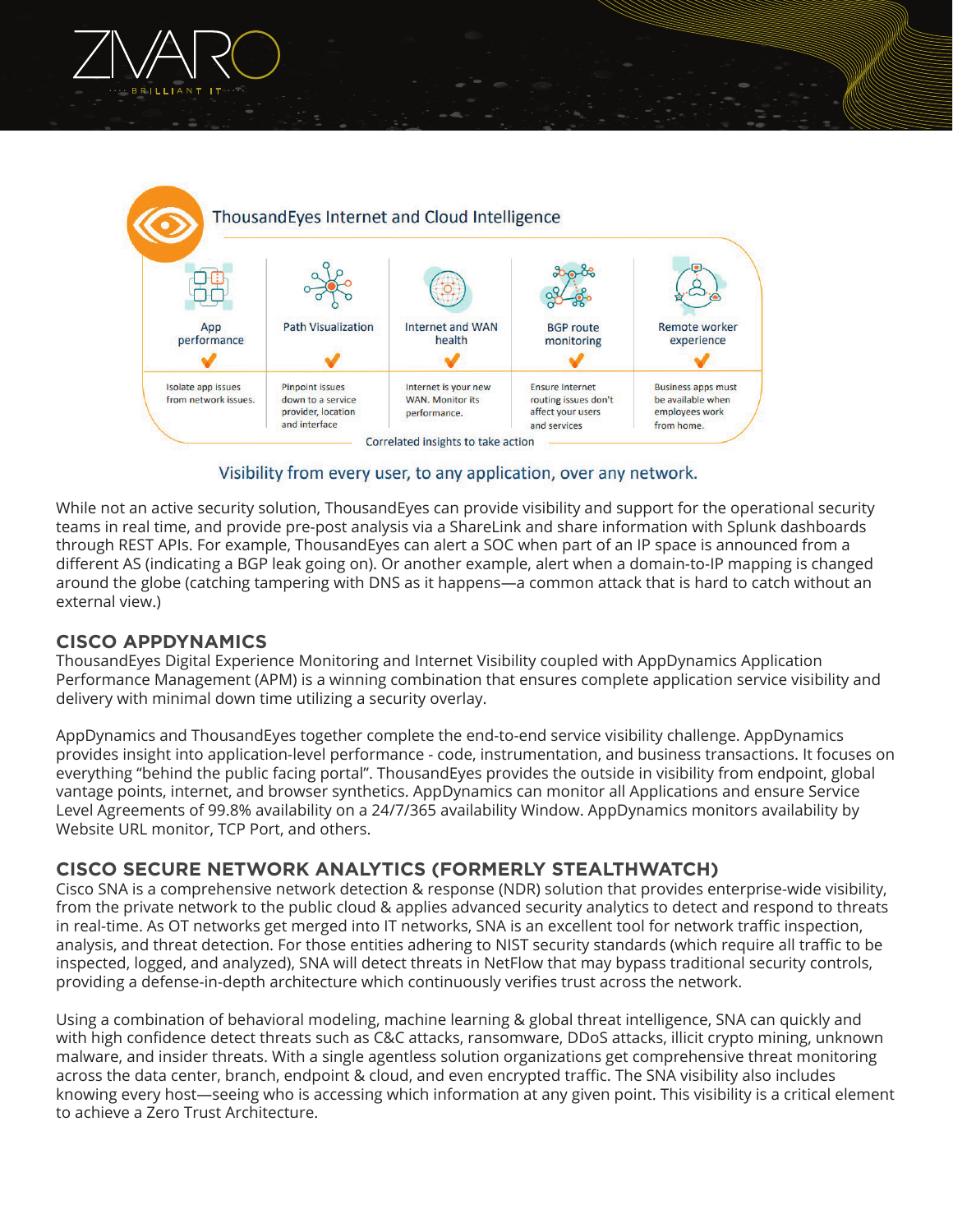## ThousandEyes Internet and Cloud Intelligence

| App performance | Path Visualization | Internet and WAN health | BGP route monitoring | Remote worker experience |
|---|---|---|---|---|
| ✔ | ✔ | ✔ | ✔ | ✔ |
| Isolate app issues from network issues. | Pinpoint issues down to a service provider, location and interface | Internet is your new WAN. Monitor its performance. | Ensure Internet routing issues don't affect your users and services | Business apps must be available when employees work from home. |

Correlated insights to take action

Visibility from every user, to any application, over any network.

While not an active security solution, ThousandEyes can provide visibility and support for the operational security teams in real time, and provide pre-post analysis via a ShareLink and share information with Splunk dashboards through REST APIs. For example, ThousandEyes can alert a SOC when part of an IP space is announced from a different AS (indicating a BGP leak going on). Or another example, alert when a domain-to-IP mapping is changed around the globe (catching tampering with DNS as it happens—a common attack that is hard to catch without an external view.)

## CISCO APPDYNAMICS

ThousandEyes Digital Experience Monitoring and Internet Visibility coupled with AppDynamics Application Performance Management (APM) is a winning combination that ensures complete application service visibility and delivery with minimal down time utilizing a security overlay.

AppDynamics and ThousandEyes together complete the end-to-end service visibility challenge. AppDynamics provides insight into application-level performance - code, instrumentation, and business transactions. It focuses on everything “behind the public facing portal”. ThousandEyes provides the outside in visibility from endpoint, global vantage points, internet, and browser synthetics. AppDynamics can monitor all Applications and ensure Service Level Agreements of 99.8% availability on a 24/7/365 availability Window. AppDynamics monitors availability by Website URL monitor, TCP Port, and others.

## CISCO SECURE NETWORK ANALYTICS (FORMERLY STEALTHWATCH)

Cisco SNA is a comprehensive network detection & response (NDR) solution that provides enterprise-wide visibility, from the private network to the public cloud & applies advanced security analytics to detect and respond to threats in real-time. As OT networks get merged into IT networks, SNA is an excellent tool for network traffic inspection, analysis, and threat detection. For those entities adhering to NIST security standards (which require all traffic to be inspected, logged, and analyzed), SNA will detect threats in NetFlow that may bypass traditional security controls, providing a defense-in-depth architecture which continuously verifies trust across the network.

Using a combination of behavioral modeling, machine learning & global threat intelligence, SNA can quickly and with high confidence detect threats such as C&C attacks, ransomware, DDoS attacks, illicit crypto mining, unknown malware, and insider threats. With a single agentless solution organizations get comprehensive threat monitoring across the data center, branch, endpoint & cloud, and even encrypted traffic. The SNA visibility also includes knowing every host—seeing who is accessing which information at any given point. This visibility is a critical element to achieve a Zero Trust Architecture.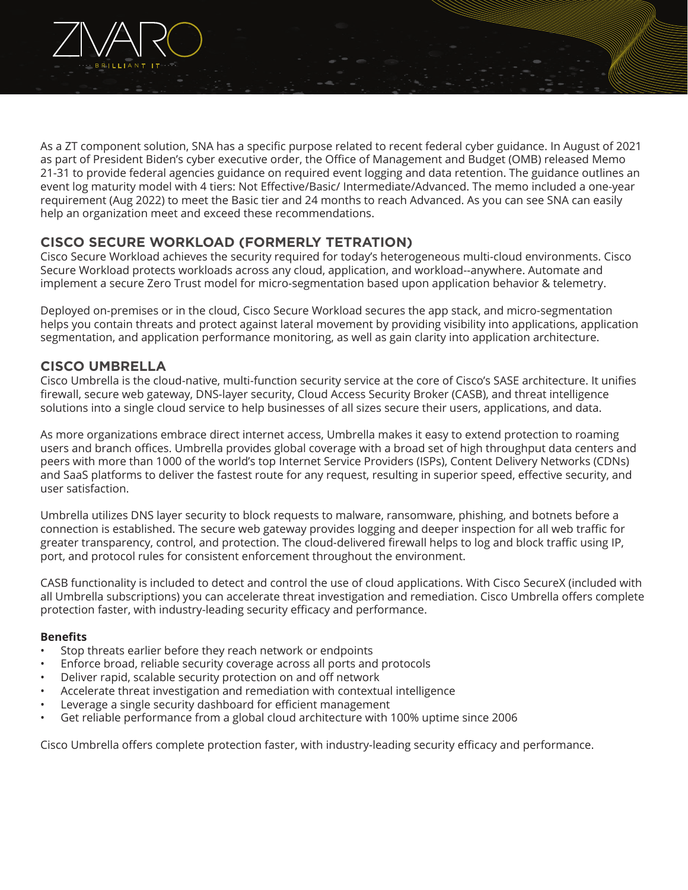As a ZT component solution, SNA has a specific purpose related to recent federal cyber guidance. In August of 2021 as part of President Biden's cyber executive order, the Office of Management and Budget (OMB) released Memo 21-31 to provide federal agencies guidance on required event logging and data retention. The guidance outlines an event log maturity model with 4 tiers: Not Effective/Basic/ Intermediate/Advanced. The memo included a one-year requirement (Aug 2022) to meet the Basic tier and 24 months to reach Advanced. As you can see SNA can easily help an organization meet and exceed these recommendations.

## CISCO SECURE WORKLOAD (FORMERLY TETRATION)

Cisco Secure Workload achieves the security required for today's heterogeneous multi-cloud environments. Cisco Secure Workload protects workloads across any cloud, application, and workload--anywhere. Automate and implement a secure Zero Trust model for micro-segmentation based upon application behavior & telemetry.

Deployed on-premises or in the cloud, Cisco Secure Workload secures the app stack, and micro-segmentation helps you contain threats and protect against lateral movement by providing visibility into applications, application segmentation, and application performance monitoring, as well as gain clarity into application architecture.

## CISCO UMBRELLA

Cisco Umbrella is the cloud-native, multi-function security service at the core of Cisco's SASE architecture. It unifies firewall, secure web gateway, DNS-layer security, Cloud Access Security Broker (CASB), and threat intelligence solutions into a single cloud service to help businesses of all sizes secure their users, applications, and data.

As more organizations embrace direct internet access, Umbrella makes it easy to extend protection to roaming users and branch offices. Umbrella provides global coverage with a broad set of high throughput data centers and peers with more than 1000 of the world's top Internet Service Providers (ISPs), Content Delivery Networks (CDNs) and SaaS platforms to deliver the fastest route for any request, resulting in superior speed, effective security, and user satisfaction.

Umbrella utilizes DNS layer security to block requests to malware, ransomware, phishing, and botnets before a connection is established. The secure web gateway provides logging and deeper inspection for all web traffic for greater transparency, control, and protection. The cloud-delivered firewall helps to log and block traffic using IP, port, and protocol rules for consistent enforcement throughout the environment.

CASB functionality is included to detect and control the use of cloud applications. With Cisco SecureX (included with all Umbrella subscriptions) you can accelerate threat investigation and remediation. Cisco Umbrella offers complete protection faster, with industry-leading security efficacy and performance.

**Benefits**

- Stop threats earlier before they reach network or endpoints
- Enforce broad, reliable security coverage across all ports and protocols
- Deliver rapid, scalable security protection on and off network
- Accelerate threat investigation and remediation with contextual intelligence
- Leverage a single security dashboard for efficient management
- Get reliable performance from a global cloud architecture with 100% uptime since 2006

Cisco Umbrella offers complete protection faster, with industry-leading security efficacy and performance.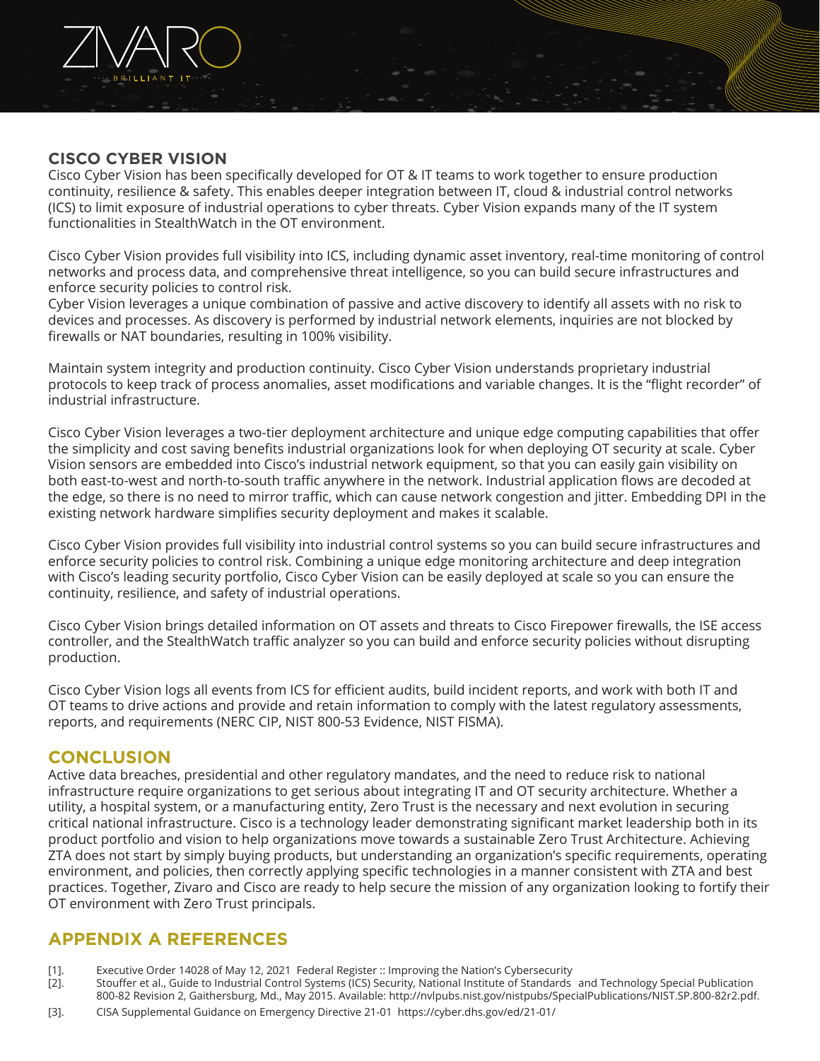## CISCO CYBER VISION

Cisco Cyber Vision has been specifically developed for OT & IT teams to work together to ensure production continuity, resilience & safety. This enables deeper integration between IT, cloud & industrial control networks (ICS) to limit exposure of industrial operations to cyber threats. Cyber Vision expands many of the IT system functionalities in StealthWatch in the OT environment.

Cisco Cyber Vision provides full visibility into ICS, including dynamic asset inventory, real-time monitoring of control networks and process data, and comprehensive threat intelligence, so you can build secure infrastructures and enforce security policies to control risk.
Cyber Vision leverages a unique combination of passive and active discovery to identify all assets with no risk to devices and processes. As discovery is performed by industrial network elements, inquiries are not blocked by firewalls or NAT boundaries, resulting in 100% visibility.

Maintain system integrity and production continuity. Cisco Cyber Vision understands proprietary industrial protocols to keep track of process anomalies, asset modifications and variable changes. It is the "flight recorder" of industrial infrastructure.

Cisco Cyber Vision leverages a two-tier deployment architecture and unique edge computing capabilities that offer the simplicity and cost saving benefits industrial organizations look for when deploying OT security at scale. Cyber Vision sensors are embedded into Cisco's industrial network equipment, so that you can easily gain visibility on both east-to-west and north-to-south traffic anywhere in the network. Industrial application flows are decoded at the edge, so there is no need to mirror traffic, which can cause network congestion and jitter. Embedding DPI in the existing network hardware simplifies security deployment and makes it scalable.

Cisco Cyber Vision provides full visibility into industrial control systems so you can build secure infrastructures and enforce security policies to control risk. Combining a unique edge monitoring architecture and deep integration with Cisco's leading security portfolio, Cisco Cyber Vision can be easily deployed at scale so you can ensure the continuity, resilience, and safety of industrial operations.

Cisco Cyber Vision brings detailed information on OT assets and threats to Cisco Firepower firewalls, the ISE access controller, and the StealthWatch traffic analyzer so you can build and enforce security policies without disrupting production.

Cisco Cyber Vision logs all events from ICS for efficient audits, build incident reports, and work with both IT and OT teams to drive actions and provide and retain information to comply with the latest regulatory assessments, reports, and requirements (NERC CIP, NIST 800-53 Evidence, NIST FISMA).

## CONCLUSION

Active data breaches, presidential and other regulatory mandates, and the need to reduce risk to national infrastructure require organizations to get serious about integrating IT and OT security architecture. Whether a utility, a hospital system, or a manufacturing entity, Zero Trust is the necessary and next evolution in securing critical national infrastructure. Cisco is a technology leader demonstrating significant market leadership both in its product portfolio and vision to help organizations move towards a sustainable Zero Trust Architecture. Achieving ZTA does not start by simply buying products, but understanding an organization's specific requirements, operating environment, and policies, then correctly applying specific technologies in a manner consistent with ZTA and best practices. Together, Zivaro and Cisco are ready to help secure the mission of any organization looking to fortify their OT environment with Zero Trust principals.

## APPENDIX A REFERENCES

[1]. Executive Order 14028 of May 12, 2021 Federal Register :: Improving the Nation's Cybersecurity

[2]. Stouffer et al., Guide to Industrial Control Systems (ICS) Security, National Institute of Standards and Technology Special Publication 800-82 Revision 2, Gaithersburg, Md., May 2015. Available: http://nvlpubs.nist.gov/nistpubs/SpecialPublications/NIST.SP.800-82r2.pdf.

[3]. CISA Supplemental Guidance on Emergency Directive 21-01 https://cyber.dhs.gov/ed/21-01/